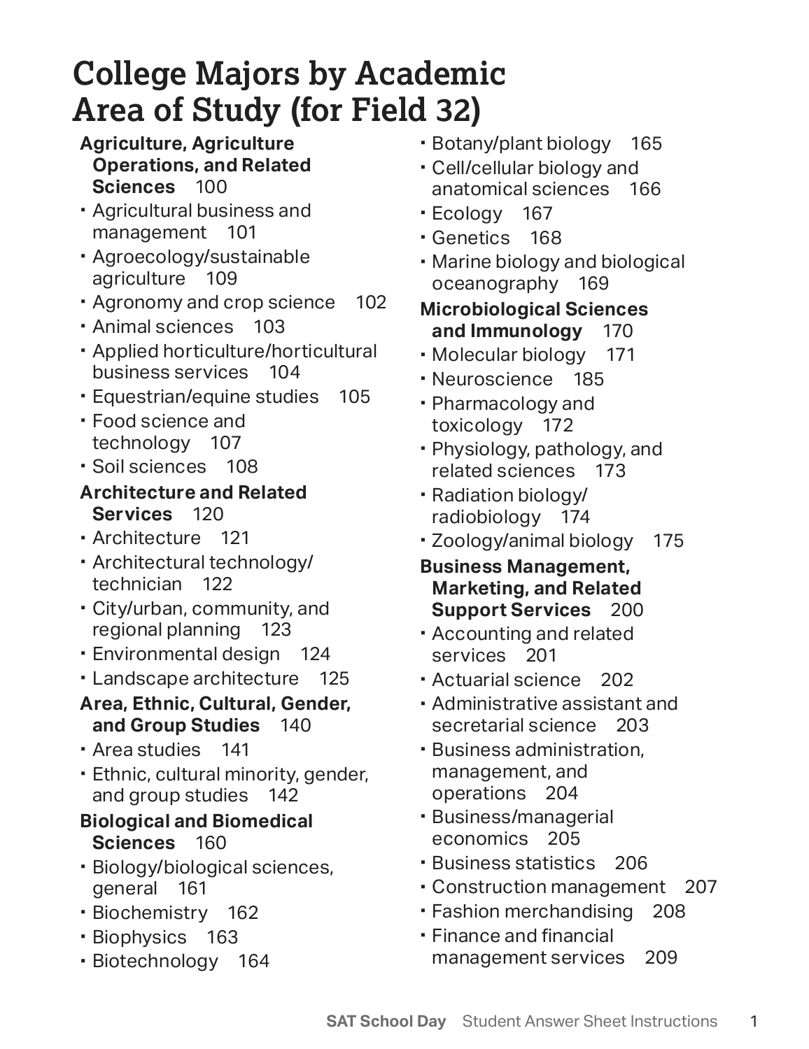# College Majors by Academic Area of Study (for Field 32)

**Agriculture, Agriculture Operations, and Related Sciences** 100

- Agricultural business and management 101
- Agroecology/sustainable agriculture 109
- Agronomy and crop science 102
- Animal sciences 103
- Applied horticulture/horticultural business services 104
- Equestrian/equine studies 105
- Food science and technology 107
- Soil sciences 108

**Architecture and Related Services** 120

- Architecture 121
- Architectural technology/technician 122
- City/urban, community, and regional planning 123
- Environmental design 124
- Landscape architecture 125

**Area, Ethnic, Cultural, Gender, and Group Studies** 140

- Area studies 141
- Ethnic, cultural minority, gender, and group studies 142

**Biological and Biomedical Sciences** 160

- Biology/biological sciences, general 161
- Biochemistry 162
- Biophysics 163
- Biotechnology 164
- Botany/plant biology 165
- Cell/cellular biology and anatomical sciences 166
- Ecology 167
- Genetics 168
- Marine biology and biological oceanography 169

**Microbiological Sciences and Immunology** 170

- Molecular biology 171
- Neuroscience 185
- Pharmacology and toxicology 172
- Physiology, pathology, and related sciences 173
- Radiation biology/radiobiology 174
- Zoology/animal biology 175

**Business Management, Marketing, and Related Support Services** 200

- Accounting and related services 201
- Actuarial science 202
- Administrative assistant and secretarial science 203
- Business administration, management, and operations 204
- Business/managerial economics 205
- Business statistics 206
- Construction management 207
- Fashion merchandising 208
- Finance and financial management services 209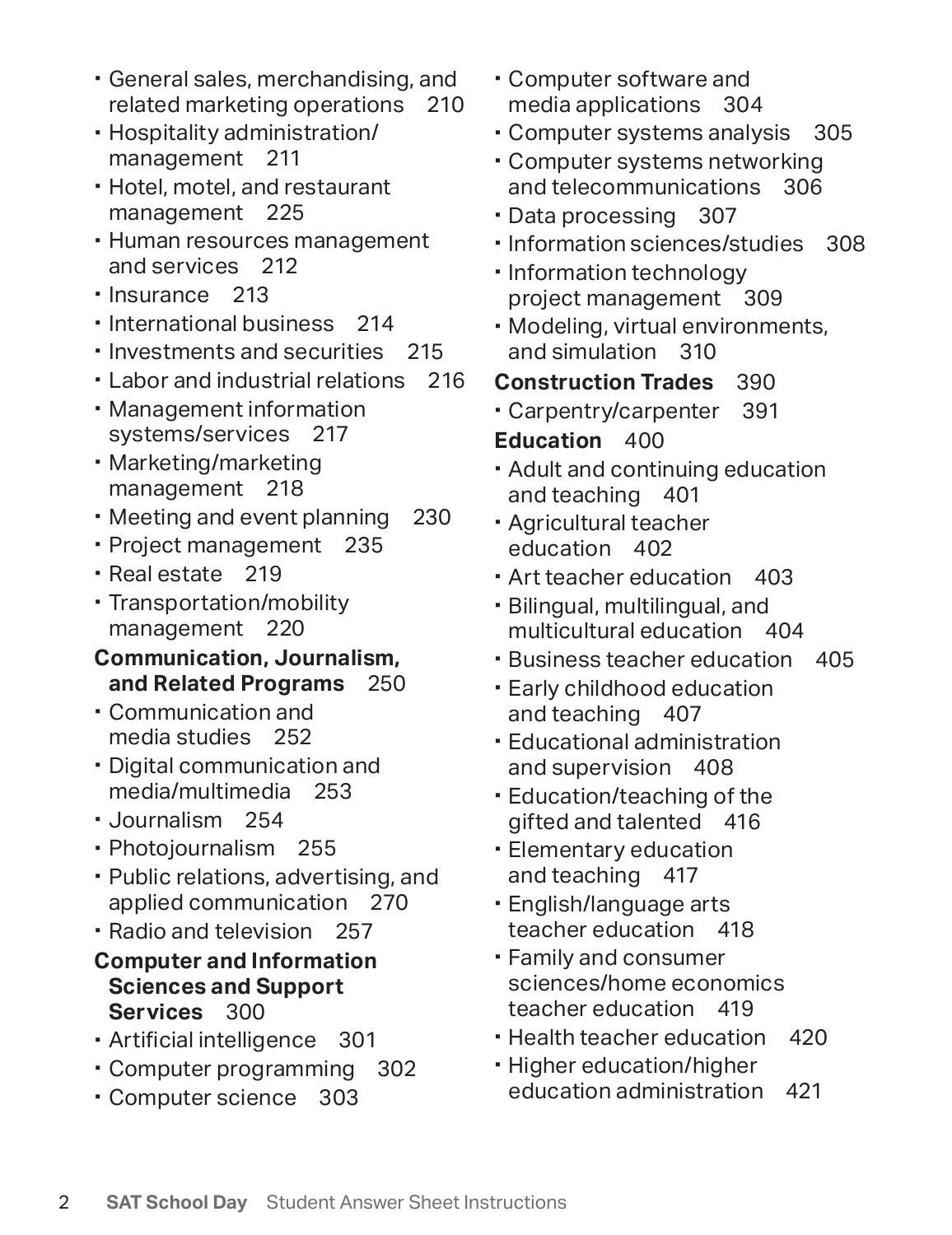- General sales, merchandising, and related marketing operations 210
- Hospitality administration/management 211
- Hotel, motel, and restaurant management 225
- Human resources management and services 212
- Insurance 213
- International business 214
- Investments and securities 215
- Labor and industrial relations 216
- Management information systems/services 217
- Marketing/marketing management 218
- Meeting and event planning 230
- Project management 235
- Real estate 219
- Transportation/mobility management 220

**Communication, Journalism, and Related Programs** 250

- Communication and media studies 252
- Digital communication and media/multimedia 253
- Journalism 254
- Photojournalism 255
- Public relations, advertising, and applied communication 270
- Radio and television 257

**Computer and Information Sciences and Support Services** 300

- Artificial intelligence 301
- Computer programming 302
- Computer science 303
- Computer software and media applications 304
- Computer systems analysis 305
- Computer systems networking and telecommunications 306
- Data processing 307
- Information sciences/studies 308
- Information technology project management 309
- Modeling, virtual environments, and simulation 310

**Construction Trades** 390

- Carpentry/carpenter 391

**Education** 400

- Adult and continuing education and teaching 401
- Agricultural teacher education 402
- Art teacher education 403
- Bilingual, multilingual, and multicultural education 404
- Business teacher education 405
- Early childhood education and teaching 407
- Educational administration and supervision 408
- Education/teaching of the gifted and talented 416
- Elementary education and teaching 417
- English/language arts teacher education 418
- Family and consumer sciences/home economics teacher education 419
- Health teacher education 420
- Higher education/higher education administration 421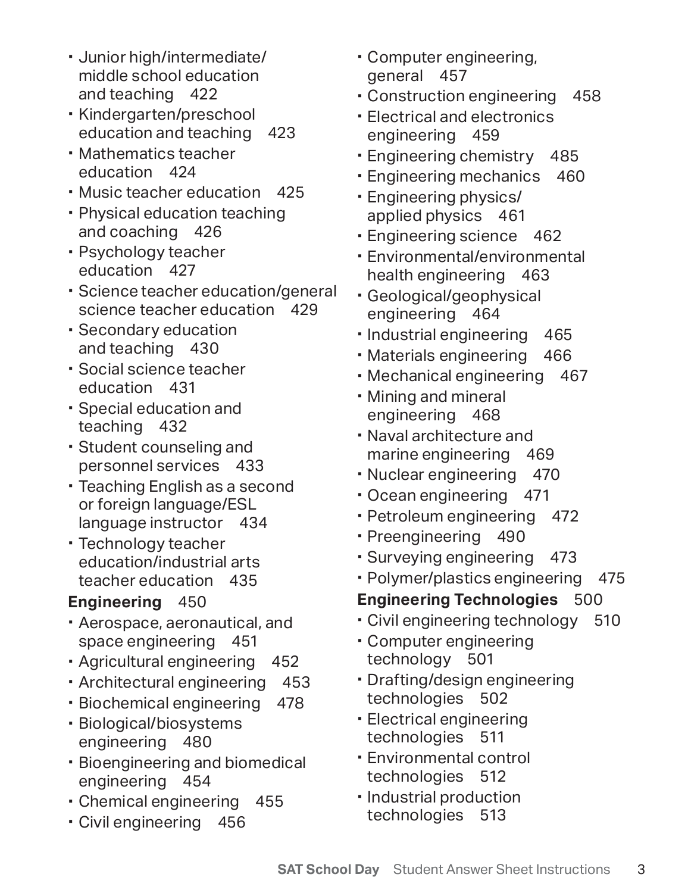- Junior high/intermediate/middle school education and teaching 422
- Kindergarten/preschool education and teaching 423
- Mathematics teacher education 424
- Music teacher education 425
- Physical education teaching and coaching 426
- Psychology teacher education 427
- Science teacher education/general science teacher education 429
- Secondary education and teaching 430
- Social science teacher education 431
- Special education and teaching 432
- Student counseling and personnel services 433
- Teaching English as a second or foreign language/ESL language instructor 434
- Technology teacher education/industrial arts teacher education 435

**Engineering** 450

- Aerospace, aeronautical, and space engineering 451
- Agricultural engineering 452
- Architectural engineering 453
- Biochemical engineering 478
- Biological/biosystems engineering 480
- Bioengineering and biomedical engineering 454
- Chemical engineering 455
- Civil engineering 456
- Computer engineering, general 457
- Construction engineering 458
- Electrical and electronics engineering 459
- Engineering chemistry 485
- Engineering mechanics 460
- Engineering physics/applied physics 461
- Engineering science 462
- Environmental/environmental health engineering 463
- Geological/geophysical engineering 464
- Industrial engineering 465
- Materials engineering 466
- Mechanical engineering 467
- Mining and mineral engineering 468
- Naval architecture and marine engineering 469
- Nuclear engineering 470
- Ocean engineering 471
- Petroleum engineering 472
- Preengineering 490
- Surveying engineering 473
- Polymer/plastics engineering 475

**Engineering Technologies** 500

- Civil engineering technology 510
- Computer engineering technology 501
- Drafting/design engineering technologies 502
- Electrical engineering technologies 511
- Environmental control technologies 512
- Industrial production technologies 513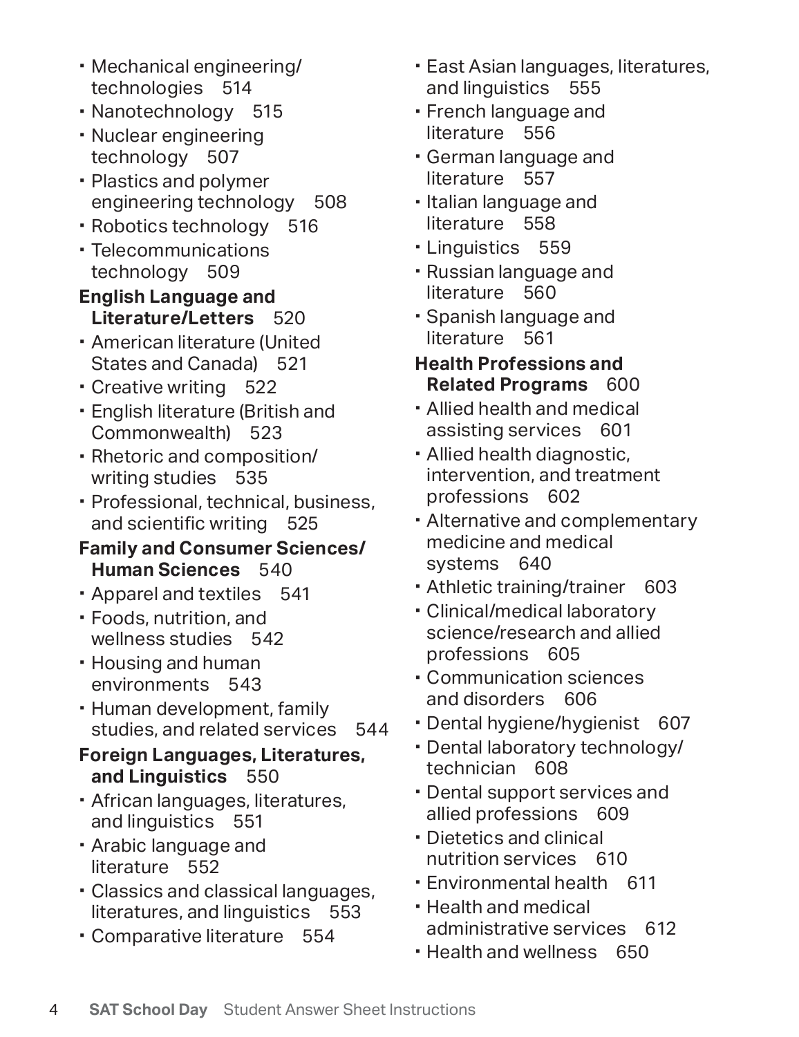- Mechanical engineering/ technologies 514
- Nanotechnology 515
- Nuclear engineering technology 507
- Plastics and polymer engineering technology 508
- Robotics technology 516
- Telecommunications technology 509

**English Language and Literature/Letters** 520

- American literature (United States and Canada) 521
- Creative writing 522
- English literature (British and Commonwealth) 523
- Rhetoric and composition/ writing studies 535
- Professional, technical, business, and scientific writing 525

**Family and Consumer Sciences/ Human Sciences** 540

- Apparel and textiles 541
- Foods, nutrition, and wellness studies 542
- Housing and human environments 543
- Human development, family studies, and related services 544

**Foreign Languages, Literatures, and Linguistics** 550

- African languages, literatures, and linguistics 551
- Arabic language and literature 552
- Classics and classical languages, literatures, and linguistics 553
- Comparative literature 554
- East Asian languages, literatures, and linguistics 555
- French language and literature 556
- German language and literature 557
- Italian language and literature 558
- Linguistics 559
- Russian language and literature 560
- Spanish language and literature 561

**Health Professions and Related Programs** 600

- Allied health and medical assisting services 601
- Allied health diagnostic, intervention, and treatment professions 602
- Alternative and complementary medicine and medical systems 640
- Athletic training/trainer 603
- Clinical/medical laboratory science/research and allied professions 605
- Communication sciences and disorders 606
- Dental hygiene/hygienist 607
- Dental laboratory technology/ technician 608
- Dental support services and allied professions 609
- Dietetics and clinical nutrition services 610
- Environmental health 611
- Health and medical administrative services 612
- Health and wellness 650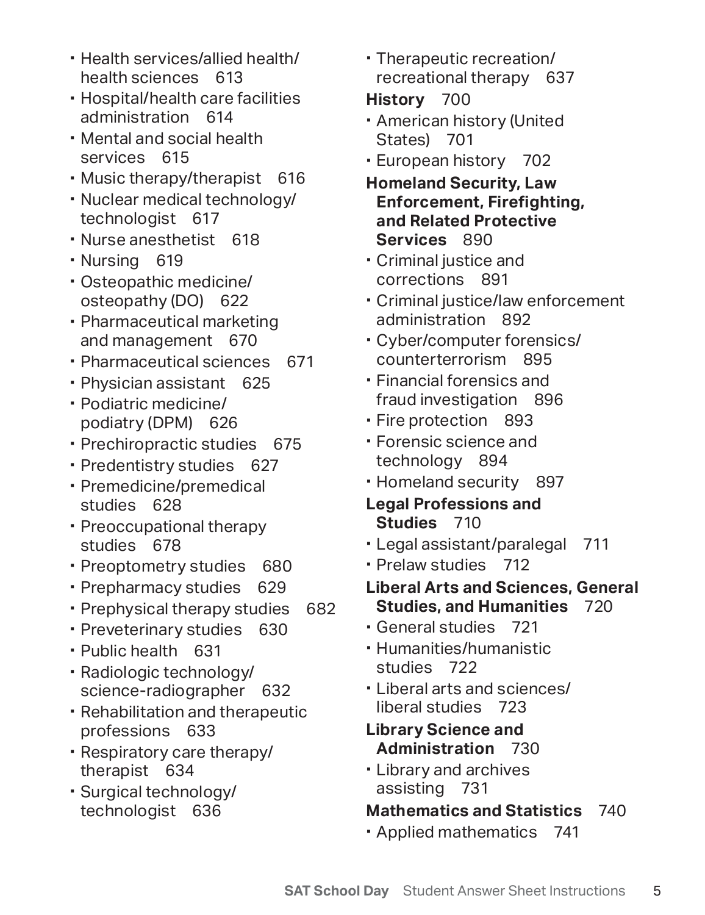- Health services/allied health/health sciences 613
- Hospital/health care facilities administration 614
- Mental and social health services 615
- Music therapy/therapist 616
- Nuclear medical technology/technologist 617
- Nurse anesthetist 618
- Nursing 619
- Osteopathic medicine/osteopathy (DO) 622
- Pharmaceutical marketing and management 670
- Pharmaceutical sciences 671
- Physician assistant 625
- Podiatric medicine/podiatry (DPM) 626
- Prechiropractic studies 675
- Predentistry studies 627
- Premedicine/premedical studies 628
- Preoccupational therapy studies 678
- Preoptometry studies 680
- Prepharmacy studies 629
- Prephysical therapy studies 682
- Preveterinary studies 630
- Public health 631
- Radiologic technology/science-radiographer 632
- Rehabilitation and therapeutic professions 633
- Respiratory care therapy/therapist 634
- Surgical technology/technologist 636
- Therapeutic recreation/recreational therapy 637

**History** 700

- American history (United States) 701
- European history 702

**Homeland Security, Law Enforcement, Firefighting, and Related Protective Services** 890

- Criminal justice and corrections 891
- Criminal justice/law enforcement administration 892
- Cyber/computer forensics/counterterrorism 895
- Financial forensics and fraud investigation 896
- Fire protection 893
- Forensic science and technology 894
- Homeland security 897

**Legal Professions and Studies** 710

- Legal assistant/paralegal 711
- Prelaw studies 712

**Liberal Arts and Sciences, General Studies, and Humanities** 720

- General studies 721
- Humanities/humanistic studies 722
- Liberal arts and sciences/liberal studies 723

**Library Science and Administration** 730

- Library and archives assisting 731

**Mathematics and Statistics** 740

- Applied mathematics 741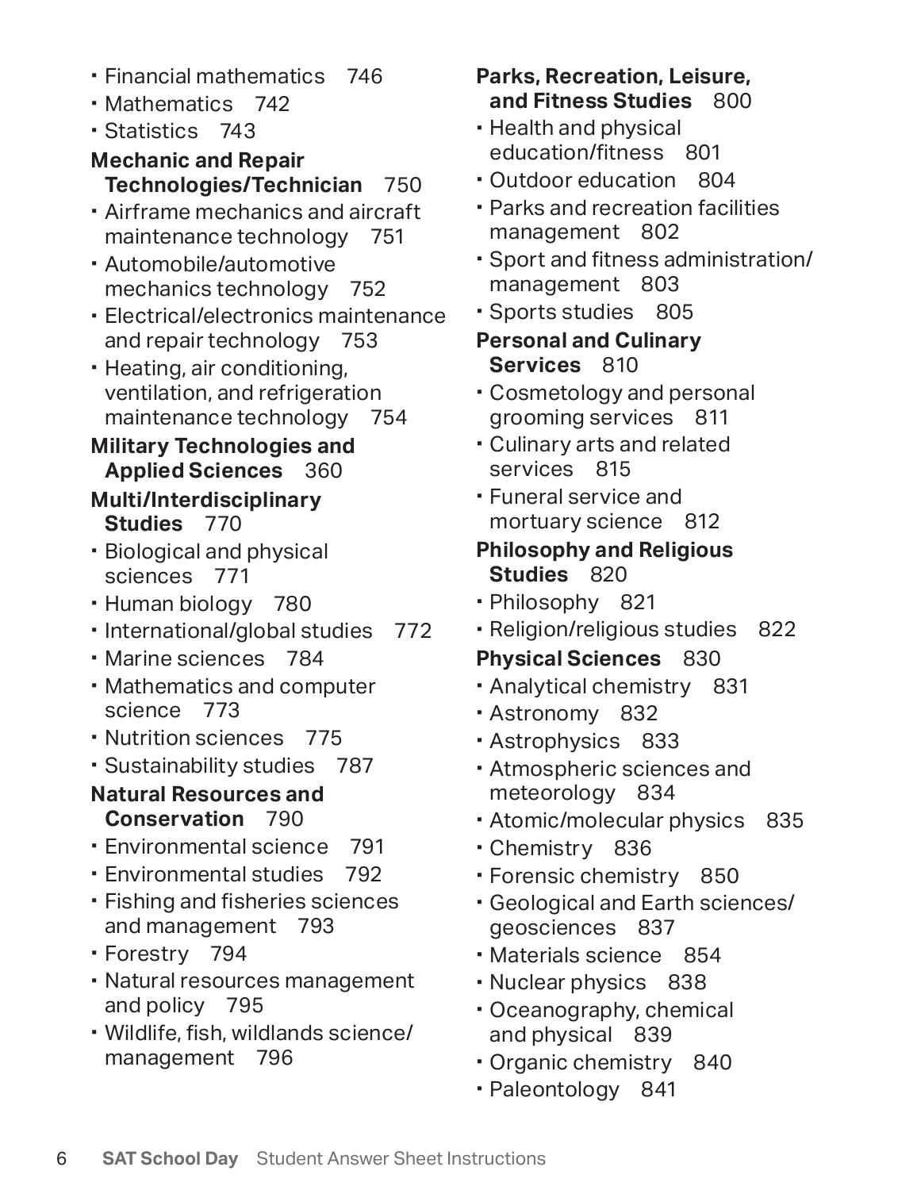- Financial mathematics 746
- Mathematics 742
- Statistics 743

**Mechanic and Repair Technologies/Technician** 750

- Airframe mechanics and aircraft maintenance technology 751
- Automobile/automotive mechanics technology 752
- Electrical/electronics maintenance and repair technology 753
- Heating, air conditioning, ventilation, and refrigeration maintenance technology 754

**Military Technologies and Applied Sciences** 360

**Multi/Interdisciplinary Studies** 770

- Biological and physical sciences 771
- Human biology 780
- International/global studies 772
- Marine sciences 784
- Mathematics and computer science 773
- Nutrition sciences 775
- Sustainability studies 787

**Natural Resources and Conservation** 790

- Environmental science 791
- Environmental studies 792
- Fishing and fisheries sciences and management 793
- Forestry 794
- Natural resources management and policy 795
- Wildlife, fish, wildlands science/management 796

**Parks, Recreation, Leisure, and Fitness Studies** 800

- Health and physical education/fitness 801
- Outdoor education 804
- Parks and recreation facilities management 802
- Sport and fitness administration/management 803
- Sports studies 805

**Personal and Culinary Services** 810

- Cosmetology and personal grooming services 811
- Culinary arts and related services 815
- Funeral service and mortuary science 812

**Philosophy and Religious Studies** 820

- Philosophy 821
- Religion/religious studies 822

**Physical Sciences** 830

- Analytical chemistry 831
- Astronomy 832
- Astrophysics 833
- Atmospheric sciences and meteorology 834
- Atomic/molecular physics 835
- Chemistry 836
- Forensic chemistry 850
- Geological and Earth sciences/geosciences 837
- Materials science 854
- Nuclear physics 838
- Oceanography, chemical and physical 839
- Organic chemistry 840
- Paleontology 841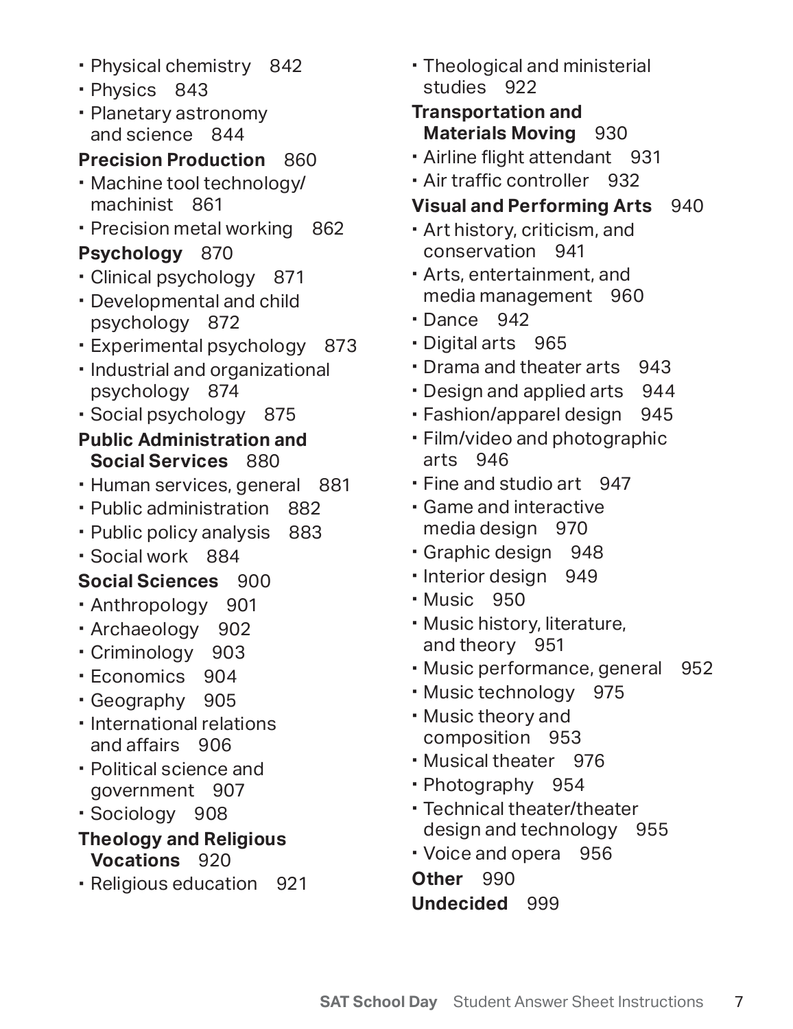- Physical chemistry 842
- Physics 843
- Planetary astronomy and science 844

**Precision Production** 860

- Machine tool technology/machinist 861
- Precision metal working 862

**Psychology** 870

- Clinical psychology 871
- Developmental and child psychology 872
- Experimental psychology 873
- Industrial and organizational psychology 874
- Social psychology 875

**Public Administration and Social Services** 880

- Human services, general 881
- Public administration 882
- Public policy analysis 883
- Social work 884

**Social Sciences** 900

- Anthropology 901
- Archaeology 902
- Criminology 903
- Economics 904
- Geography 905
- International relations and affairs 906
- Political science and government 907
- Sociology 908

**Theology and Religious Vocations** 920

- Religious education 921
- Theological and ministerial studies 922

**Transportation and Materials Moving** 930

- Airline flight attendant 931
- Air traffic controller 932

**Visual and Performing Arts** 940

- Art history, criticism, and conservation 941
- Arts, entertainment, and media management 960
- Dance 942
- Digital arts 965
- Drama and theater arts 943
- Design and applied arts 944
- Fashion/apparel design 945
- Film/video and photographic arts 946
- Fine and studio art 947
- Game and interactive media design 970
- Graphic design 948
- Interior design 949
- Music 950
- Music history, literature, and theory 951
- Music performance, general 952
- Music technology 975
- Music theory and composition 953
- Musical theater 976
- Photography 954
- Technical theater/theater design and technology 955
- Voice and opera 956

**Other** 990

**Undecided** 999